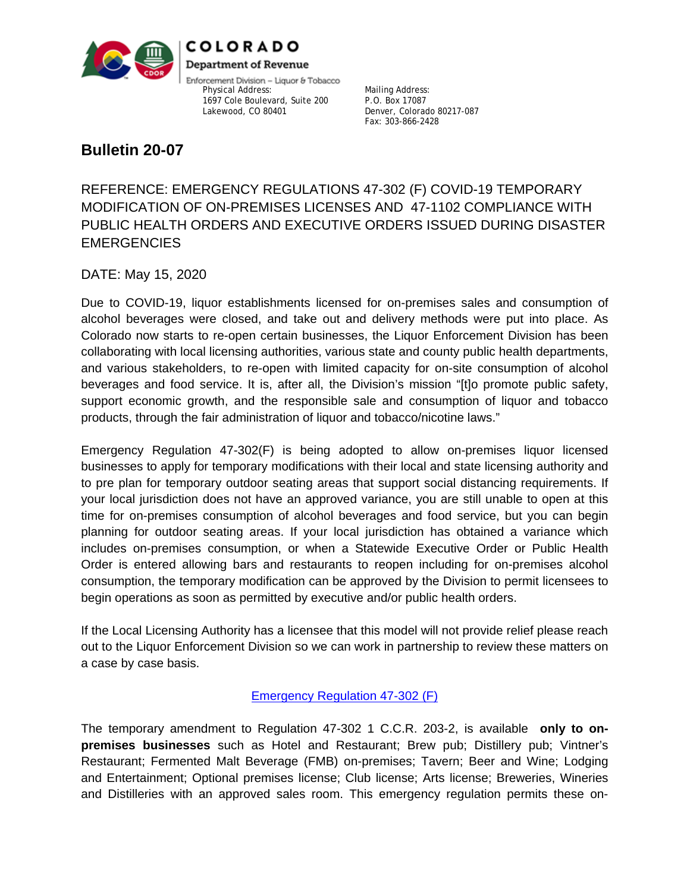COLORADO

Department of Revenue

Enforcement Division – Liquor & Tobacco

Physical Address:
1697 Cole Boulevard, Suite 200
Lakewood, CO 80401

Mailing Address:
P.O. Box 17087
Denver, Colorado 80217-087
Fax: 303-866-2428

# Bulletin 20-07

REFERENCE: EMERGENCY REGULATIONS 47-302 (F) COVID-19 TEMPORARY MODIFICATION OF ON-PREMISES LICENSES AND 47-1102 COMPLIANCE WITH PUBLIC HEALTH ORDERS AND EXECUTIVE ORDERS ISSUED DURING DISASTER EMERGENCIES

DATE: May 15, 2020

Due to COVID-19, liquor establishments licensed for on-premises sales and consumption of alcohol beverages were closed, and take out and delivery methods were put into place. As Colorado now starts to re-open certain businesses, the Liquor Enforcement Division has been collaborating with local licensing authorities, various state and county public health departments, and various stakeholders, to re-open with limited capacity for on-site consumption of alcohol beverages and food service. It is, after all, the Division's mission "[t]o promote public safety, support economic growth, and the responsible sale and consumption of liquor and tobacco products, through the fair administration of liquor and tobacco/nicotine laws."

Emergency Regulation 47-302(F) is being adopted to allow on-premises liquor licensed businesses to apply for temporary modifications with their local and state licensing authority and to pre plan for temporary outdoor seating areas that support social distancing requirements. If your local jurisdiction does not have an approved variance, you are still unable to open at this time for on-premises consumption of alcohol beverages and food service, but you can begin planning for outdoor seating areas. If your local jurisdiction has obtained a variance which includes on-premises consumption, or when a Statewide Executive Order or Public Health Order is entered allowing bars and restaurants to reopen including for on-premises alcohol consumption, the temporary modification can be approved by the Division to permit licensees to begin operations as soon as permitted by executive and/or public health orders.

If the Local Licensing Authority has a licensee that this model will not provide relief please reach out to the Liquor Enforcement Division so we can work in partnership to review these matters on a case by case basis.

Emergency Regulation 47-302 (F)

The temporary amendment to Regulation 47-302 1 C.C.R. 203-2, is available **only to on-premises businesses** such as Hotel and Restaurant; Brew pub; Distillery pub; Vintner's Restaurant; Fermented Malt Beverage (FMB) on-premises; Tavern; Beer and Wine; Lodging and Entertainment; Optional premises license; Club license; Arts license; Breweries, Wineries and Distilleries with an approved sales room. This emergency regulation permits these on-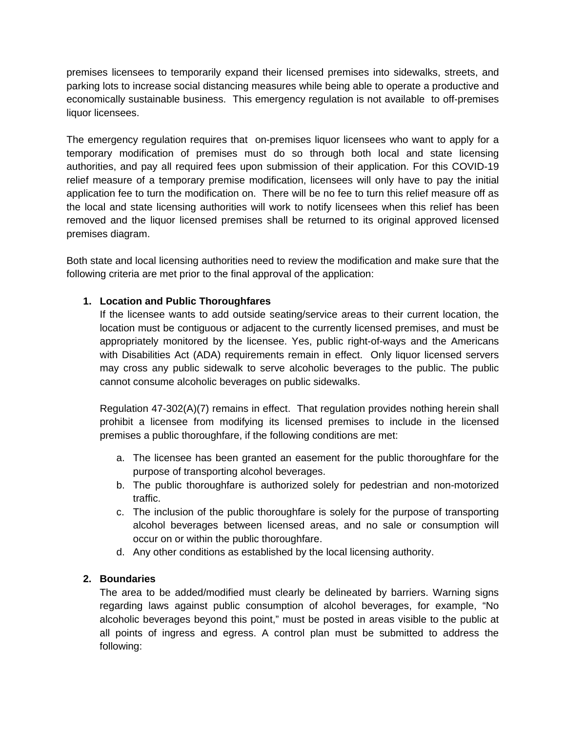premises licensees to temporarily expand their licensed premises into sidewalks, streets, and parking lots to increase social distancing measures while being able to operate a productive and economically sustainable business. This emergency regulation is not available to off-premises liquor licensees.

The emergency regulation requires that on-premises liquor licensees who want to apply for a temporary modification of premises must do so through both local and state licensing authorities, and pay all required fees upon submission of their application. For this COVID-19 relief measure of a temporary premise modification, licensees will only have to pay the initial application fee to turn the modification on. There will be no fee to turn this relief measure off as the local and state licensing authorities will work to notify licensees when this relief has been removed and the liquor licensed premises shall be returned to its original approved licensed premises diagram.

Both state and local licensing authorities need to review the modification and make sure that the following criteria are met prior to the final approval of the application:

1. **Location and Public Thoroughfares**
   If the licensee wants to add outside seating/service areas to their current location, the location must be contiguous or adjacent to the currently licensed premises, and must be appropriately monitored by the licensee. Yes, public right-of-ways and the Americans with Disabilities Act (ADA) requirements remain in effect. Only liquor licensed servers may cross any public sidewalk to serve alcoholic beverages to the public. The public cannot consume alcoholic beverages on public sidewalks.

   Regulation 47-302(A)(7) remains in effect. That regulation provides nothing herein shall prohibit a licensee from modifying its licensed premises to include in the licensed premises a public thoroughfare, if the following conditions are met:

   a. The licensee has been granted an easement for the public thoroughfare for the purpose of transporting alcohol beverages.
   b. The public thoroughfare is authorized solely for pedestrian and non-motorized traffic.
   c. The inclusion of the public thoroughfare is solely for the purpose of transporting alcohol beverages between licensed areas, and no sale or consumption will occur on or within the public thoroughfare.
   d. Any other conditions as established by the local licensing authority.

2. **Boundaries**
   The area to be added/modified must clearly be delineated by barriers. Warning signs regarding laws against public consumption of alcohol beverages, for example, "No alcoholic beverages beyond this point," must be posted in areas visible to the public at all points of ingress and egress. A control plan must be submitted to address the following: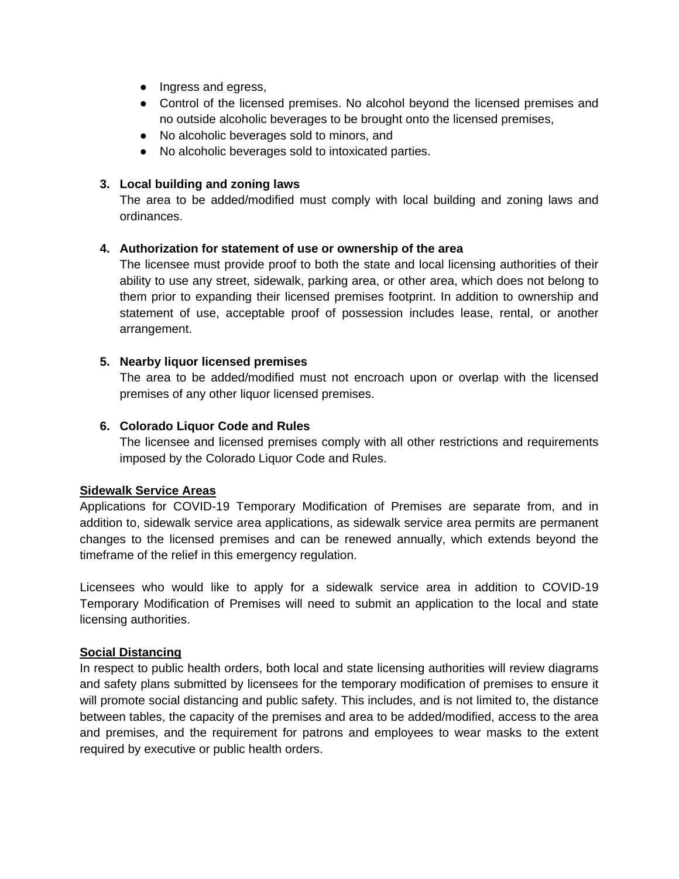- Ingress and egress,
- Control of the licensed premises. No alcohol beyond the licensed premises and no outside alcoholic beverages to be brought onto the licensed premises,
- No alcoholic beverages sold to minors, and
- No alcoholic beverages sold to intoxicated parties.

3. **Local building and zoning laws**
   The area to be added/modified must comply with local building and zoning laws and ordinances.

4. **Authorization for statement of use or ownership of the area**
   The licensee must provide proof to both the state and local licensing authorities of their ability to use any street, sidewalk, parking area, or other area, which does not belong to them prior to expanding their licensed premises footprint. In addition to ownership and statement of use, acceptable proof of possession includes lease, rental, or another arrangement.

5. **Nearby liquor licensed premises**
   The area to be added/modified must not encroach upon or overlap with the licensed premises of any other liquor licensed premises.

6. **Colorado Liquor Code and Rules**
   The licensee and licensed premises comply with all other restrictions and requirements imposed by the Colorado Liquor Code and Rules.

**<u>Sidewalk Service Areas</u>**

Applications for COVID-19 Temporary Modification of Premises are separate from, and in addition to, sidewalk service area applications, as sidewalk service area permits are permanent changes to the licensed premises and can be renewed annually, which extends beyond the timeframe of the relief in this emergency regulation.

Licensees who would like to apply for a sidewalk service area in addition to COVID-19 Temporary Modification of Premises will need to submit an application to the local and state licensing authorities.

**<u>Social Distancing</u>**

In respect to public health orders, both local and state licensing authorities will review diagrams and safety plans submitted by licensees for the temporary modification of premises to ensure it will promote social distancing and public safety. This includes, and is not limited to, the distance between tables, the capacity of the premises and area to be added/modified, access to the area and premises, and the requirement for patrons and employees to wear masks to the extent required by executive or public health orders.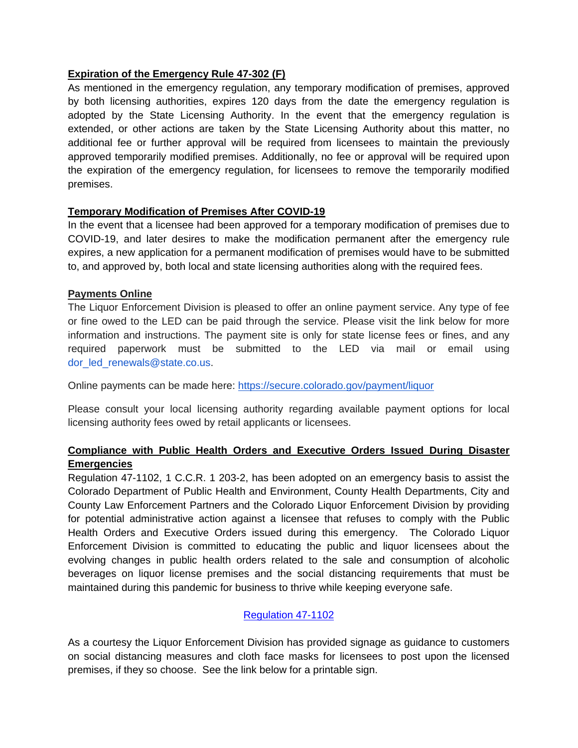**Expiration of the Emergency Rule 47-302 (F)**

As mentioned in the emergency regulation, any temporary modification of premises, approved by both licensing authorities, expires 120 days from the date the emergency regulation is adopted by the State Licensing Authority. In the event that the emergency regulation is extended, or other actions are taken by the State Licensing Authority about this matter, no additional fee or further approval will be required from licensees to maintain the previously approved temporarily modified premises. Additionally, no fee or approval will be required upon the expiration of the emergency regulation, for licensees to remove the temporarily modified premises.

**Temporary Modification of Premises After COVID-19**

In the event that a licensee had been approved for a temporary modification of premises due to COVID-19, and later desires to make the modification permanent after the emergency rule expires, a new application for a permanent modification of premises would have to be submitted to, and approved by, both local and state licensing authorities along with the required fees.

**Payments Online**

The Liquor Enforcement Division is pleased to offer an online payment service. Any type of fee or fine owed to the LED can be paid through the service. Please visit the link below for more information and instructions. The payment site is only for state license fees or fines, and any required paperwork must be submitted to the LED via mail or email using dor_led_renewals@state.co.us.

Online payments can be made here: https://secure.colorado.gov/payment/liquor

Please consult your local licensing authority regarding available payment options for local licensing authority fees owed by retail applicants or licensees.

**Compliance with Public Health Orders and Executive Orders Issued During Disaster Emergencies**

Regulation 47-1102, 1 C.C.R. 1 203-2, has been adopted on an emergency basis to assist the Colorado Department of Public Health and Environment, County Health Departments, City and County Law Enforcement Partners and the Colorado Liquor Enforcement Division by providing for potential administrative action against a licensee that refuses to comply with the Public Health Orders and Executive Orders issued during this emergency. The Colorado Liquor Enforcement Division is committed to educating the public and liquor licensees about the evolving changes in public health orders related to the sale and consumption of alcoholic beverages on liquor license premises and the social distancing requirements that must be maintained during this pandemic for business to thrive while keeping everyone safe.

Regulation 47-1102

As a courtesy the Liquor Enforcement Division has provided signage as guidance to customers on social distancing measures and cloth face masks for licensees to post upon the licensed premises, if they so choose. See the link below for a printable sign.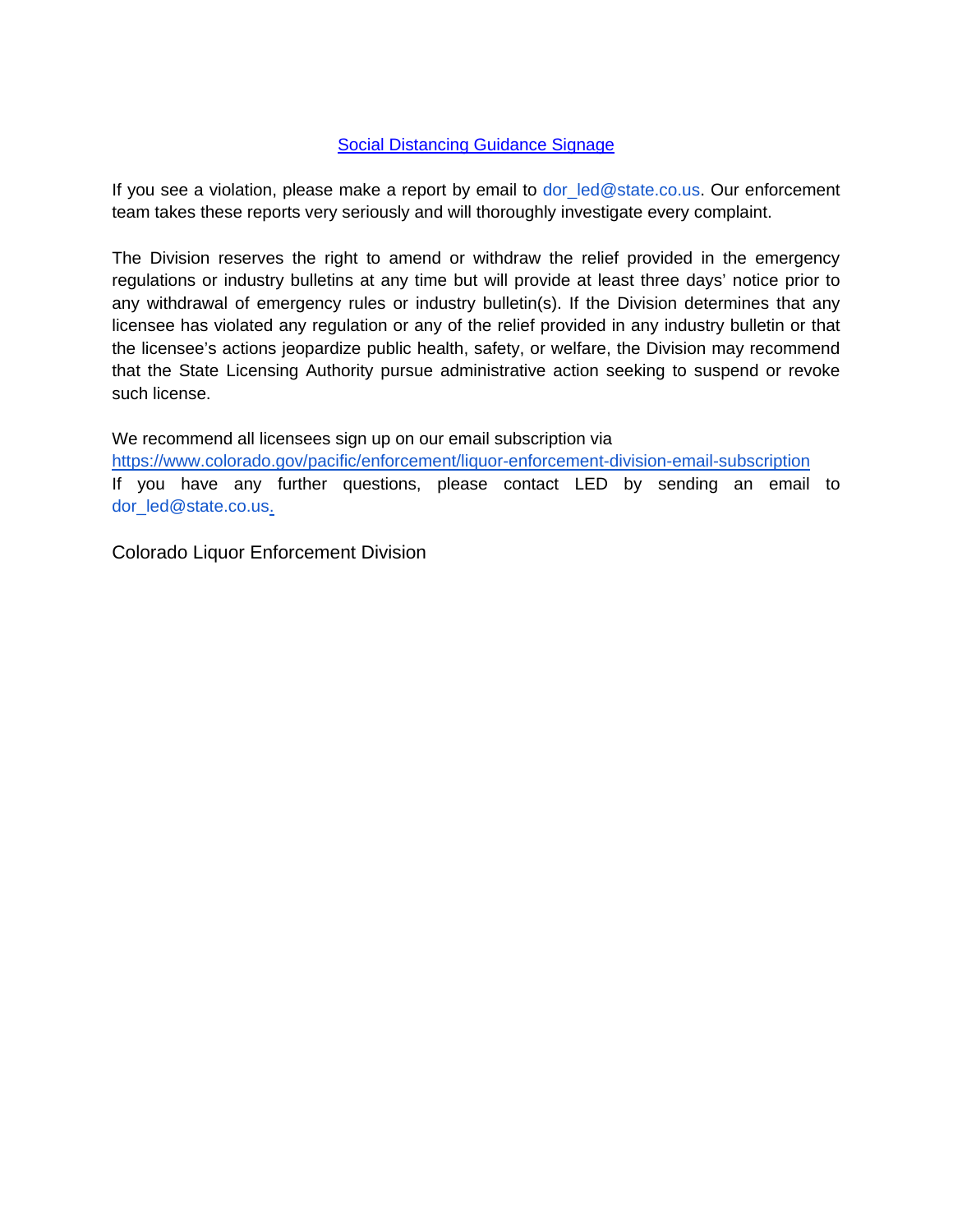[Social Distancing Guidance Signage]

If you see a violation, please make a report by email to dor_led@state.co.us. Our enforcement team takes these reports very seriously and will thoroughly investigate every complaint.

The Division reserves the right to amend or withdraw the relief provided in the emergency regulations or industry bulletins at any time but will provide at least three days' notice prior to any withdrawal of emergency rules or industry bulletin(s). If the Division determines that any licensee has violated any regulation or any of the relief provided in any industry bulletin or that the licensee's actions jeopardize public health, safety, or welfare, the Division may recommend that the State Licensing Authority pursue administrative action seeking to suspend or revoke such license.

We recommend all licensees sign up on our email subscription via https://www.colorado.gov/pacific/enforcement/liquor-enforcement-division-email-subscription
If you have any further questions, please contact LED by sending an email to dor_led@state.co.us.

Colorado Liquor Enforcement Division